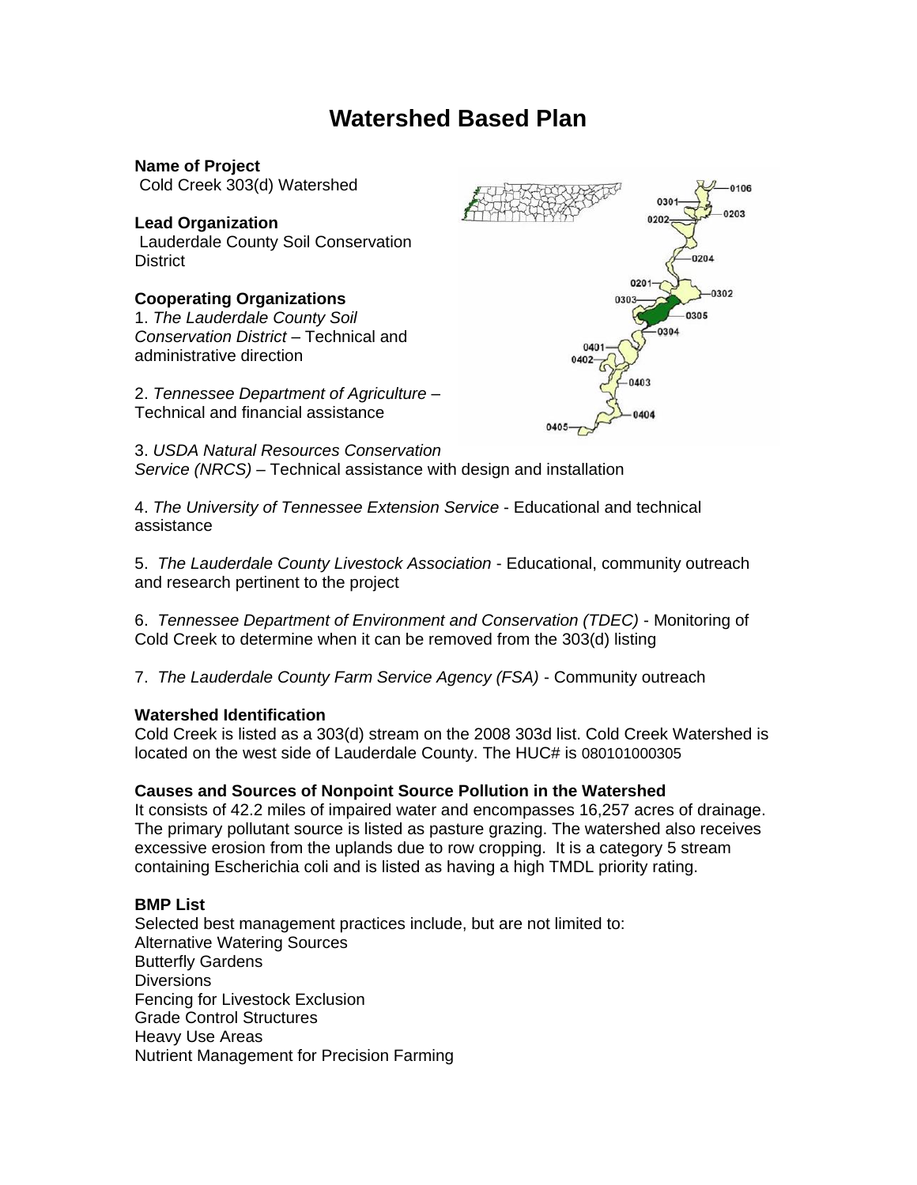# Watershed Based Plan

**Name of Project**
Cold Creek 303(d) Watershed

**Lead Organization**
Lauderdale County Soil Conservation District

**Cooperating Organizations**

1. *The Lauderdale County Soil Conservation District* – Technical and administrative direction

2. *Tennessee Department of Agriculture* – Technical and financial assistance

3. *USDA Natural Resources Conservation Service (NRCS)* – Technical assistance with design and installation

4. *The University of Tennessee Extension Service* - Educational and technical assistance

5. *The Lauderdale County Livestock Association* - Educational, community outreach and research pertinent to the project

6. *Tennessee Department of Environment and Conservation (TDEC)* - Monitoring of Cold Creek to determine when it can be removed from the 303(d) listing

7. *The Lauderdale County Farm Service Agency (FSA)* - Community outreach

**Watershed Identification**
Cold Creek is listed as a 303(d) stream on the 2008 303d list. Cold Creek Watershed is located on the west side of Lauderdale County. The HUC# is 080101000305

**Causes and Sources of Nonpoint Source Pollution in the Watershed**
It consists of 42.2 miles of impaired water and encompasses 16,257 acres of drainage. The primary pollutant source is listed as pasture grazing. The watershed also receives excessive erosion from the uplands due to row cropping. It is a category 5 stream containing Escherichia coli and is listed as having a high TMDL priority rating.

**BMP List**
Selected best management practices include, but are not limited to:
Alternative Watering Sources
Butterfly Gardens
Diversions
Fencing for Livestock Exclusion
Grade Control Structures
Heavy Use Areas
Nutrient Management for Precision Farming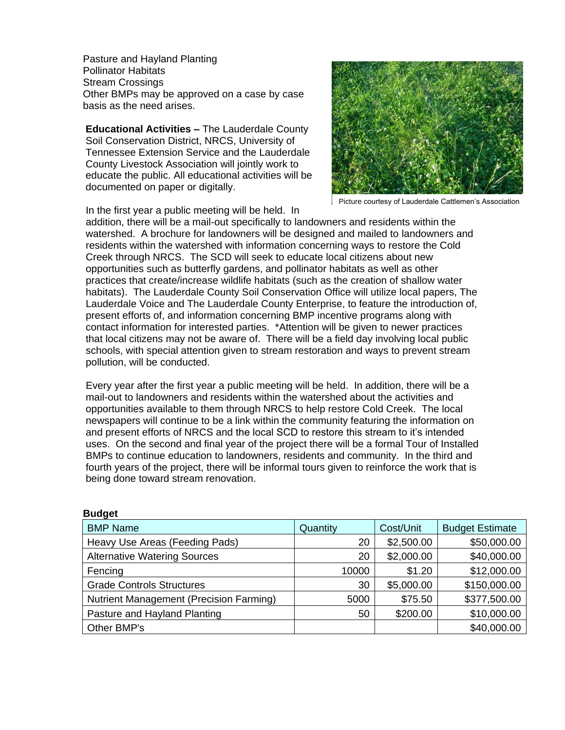Pasture and Hayland Planting
Pollinator Habitats
Stream Crossings
Other BMPs may be approved on a case by case basis as the need arises.

**Educational Activities –** The Lauderdale County Soil Conservation District, NRCS, University of Tennessee Extension Service and the Lauderdale County Livestock Association will jointly work to educate the public. All educational activities will be documented on paper or digitally.

Picture courtesy of Lauderdale Cattlemen's Association

In the first year a public meeting will be held. In addition, there will be a mail-out specifically to landowners and residents within the watershed. A brochure for landowners will be designed and mailed to landowners and residents within the watershed with information concerning ways to restore the Cold Creek through NRCS. The SCD will seek to educate local citizens about new opportunities such as butterfly gardens, and pollinator habitats as well as other practices that create/increase wildlife habitats (such as the creation of shallow water habitats). The Lauderdale County Soil Conservation Office will utilize local papers, The Lauderdale Voice and The Lauderdale County Enterprise, to feature the introduction of, present efforts of, and information concerning BMP incentive programs along with contact information for interested parties. *Attention will be given to newer practices that local citizens may not be aware of. There will be a field day involving local public schools, with special attention given to stream restoration and ways to prevent stream pollution, will be conducted.

Every year after the first year a public meeting will be held. In addition, there will be a mail-out to landowners and residents within the watershed about the activities and opportunities available to them through NRCS to help restore Cold Creek. The local newspapers will continue to be a link within the community featuring the information on and present efforts of NRCS and the local SCD to restore this stream to it's intended uses. On the second and final year of the project there will be a formal Tour of Installed BMPs to continue education to landowners, residents and community. In the third and fourth years of the project, there will be informal tours given to reinforce the work that is being done toward stream renovation.

**Budget**

| BMP Name | Quantity | Cost/Unit | Budget Estimate |
|---|---|---|---|
| Heavy Use Areas (Feeding Pads) | 20 | $2,500.00 | $50,000.00 |
| Alternative Watering Sources | 20 | $2,000.00 | $40,000.00 |
| Fencing | 10000 | $1.20 | $12,000.00 |
| Grade Controls Structures | 30 | $5,000.00 | $150,000.00 |
| Nutrient Management (Precision Farming) | 5000 | $75.50 | $377,500.00 |
| Pasture and Hayland Planting | 50 | $200.00 | $10,000.00 |
| Other BMP's | | | $40,000.00 |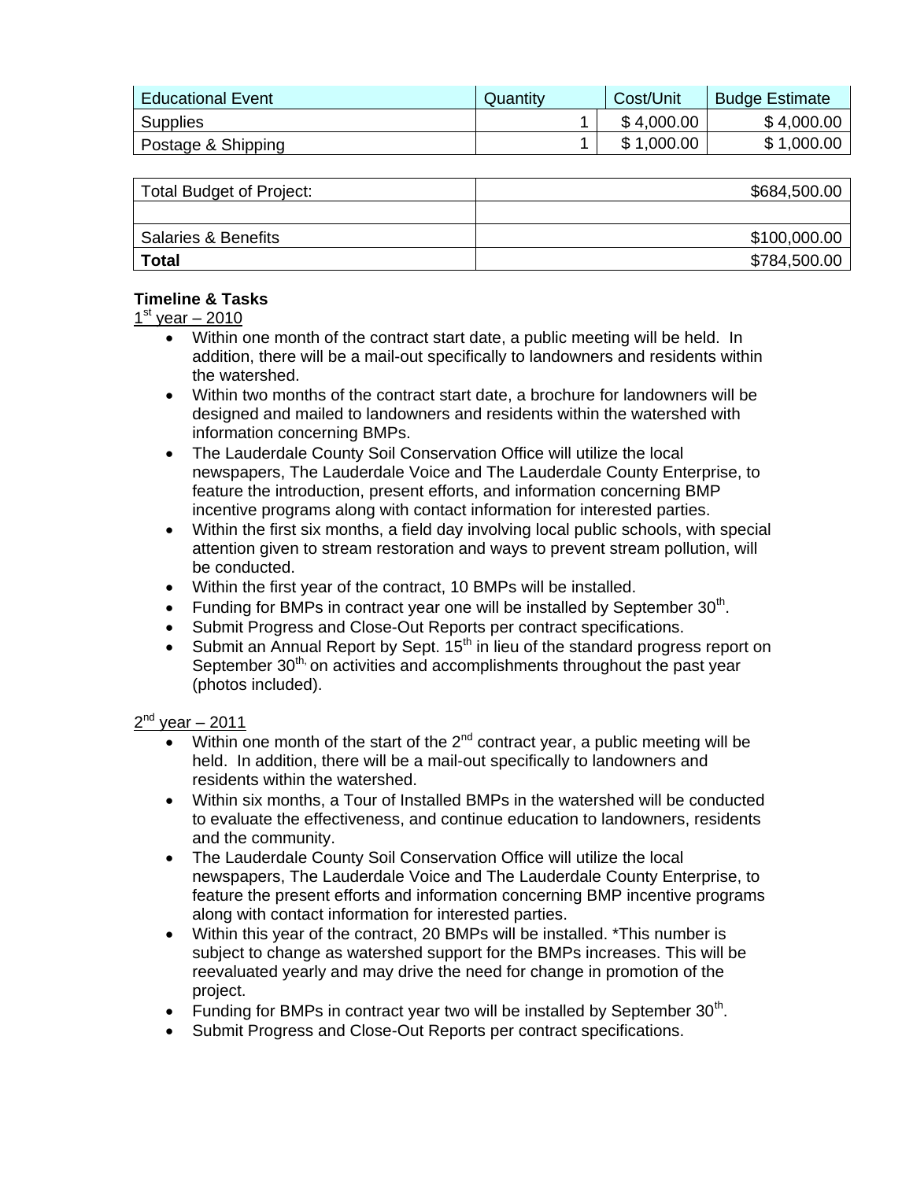| Educational Event | Quantity | Cost/Unit | Budge Estimate |
|---|---|---|---|
| Supplies | 1 | $ 4,000.00 | $ 4,000.00 |
| Postage & Shipping | 1 | $ 1,000.00 | $ 1,000.00 |

| Total Budget of Project: | $684,500.00 |
|---|---|
| | |
| Salaries & Benefits | $100,000.00 |
| **Total** | $784,500.00 |

**Timeline & Tasks**

1st year – 2010

- Within one month of the contract start date, a public meeting will be held. In addition, there will be a mail-out specifically to landowners and residents within the watershed.
- Within two months of the contract start date, a brochure for landowners will be designed and mailed to landowners and residents within the watershed with information concerning BMPs.
- The Lauderdale County Soil Conservation Office will utilize the local newspapers, The Lauderdale Voice and The Lauderdale County Enterprise, to feature the introduction, present efforts, and information concerning BMP incentive programs along with contact information for interested parties.
- Within the first six months, a field day involving local public schools, with special attention given to stream restoration and ways to prevent stream pollution, will be conducted.
- Within the first year of the contract, 10 BMPs will be installed.
- Funding for BMPs in contract year one will be installed by September 30th.
- Submit Progress and Close-Out Reports per contract specifications.
- Submit an Annual Report by Sept. 15th in lieu of the standard progress report on September 30th, on activities and accomplishments throughout the past year (photos included).

2nd year – 2011

- Within one month of the start of the 2nd contract year, a public meeting will be held. In addition, there will be a mail-out specifically to landowners and residents within the watershed.
- Within six months, a Tour of Installed BMPs in the watershed will be conducted to evaluate the effectiveness, and continue education to landowners, residents and the community.
- The Lauderdale County Soil Conservation Office will utilize the local newspapers, The Lauderdale Voice and The Lauderdale County Enterprise, to feature the present efforts and information concerning BMP incentive programs along with contact information for interested parties.
- Within this year of the contract, 20 BMPs will be installed. *This number is subject to change as watershed support for the BMPs increases. This will be reevaluated yearly and may drive the need for change in promotion of the project.
- Funding for BMPs in contract year two will be installed by September 30th.
- Submit Progress and Close-Out Reports per contract specifications.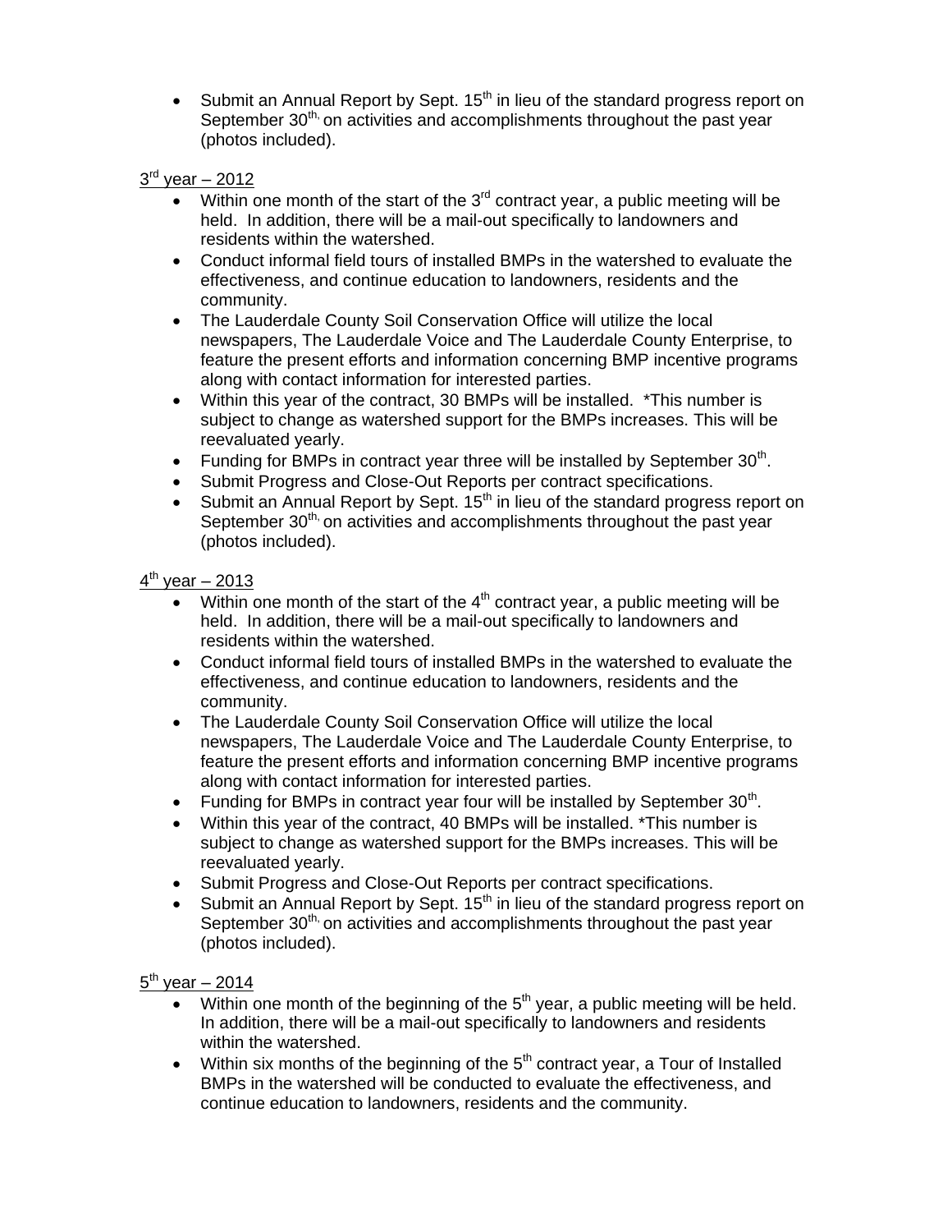- Submit an Annual Report by Sept. 15th in lieu of the standard progress report on September 30th, on activities and accomplishments throughout the past year (photos included).

<u>3rd year – 2012</u>

- Within one month of the start of the 3rd contract year, a public meeting will be held. In addition, there will be a mail-out specifically to landowners and residents within the watershed.
- Conduct informal field tours of installed BMPs in the watershed to evaluate the effectiveness, and continue education to landowners, residents and the community.
- The Lauderdale County Soil Conservation Office will utilize the local newspapers, The Lauderdale Voice and The Lauderdale County Enterprise, to feature the present efforts and information concerning BMP incentive programs along with contact information for interested parties.
- Within this year of the contract, 30 BMPs will be installed. *This number is subject to change as watershed support for the BMPs increases. This will be reevaluated yearly.
- Funding for BMPs in contract year three will be installed by September 30th.
- Submit Progress and Close-Out Reports per contract specifications.
- Submit an Annual Report by Sept. 15th in lieu of the standard progress report on September 30th, on activities and accomplishments throughout the past year (photos included).

<u>4th year – 2013</u>

- Within one month of the start of the 4th contract year, a public meeting will be held. In addition, there will be a mail-out specifically to landowners and residents within the watershed.
- Conduct informal field tours of installed BMPs in the watershed to evaluate the effectiveness, and continue education to landowners, residents and the community.
- The Lauderdale County Soil Conservation Office will utilize the local newspapers, The Lauderdale Voice and The Lauderdale County Enterprise, to feature the present efforts and information concerning BMP incentive programs along with contact information for interested parties.
- Funding for BMPs in contract year four will be installed by September 30th.
- Within this year of the contract, 40 BMPs will be installed. *This number is subject to change as watershed support for the BMPs increases. This will be reevaluated yearly.
- Submit Progress and Close-Out Reports per contract specifications.
- Submit an Annual Report by Sept. 15th in lieu of the standard progress report on September 30th, on activities and accomplishments throughout the past year (photos included).

<u>5th year – 2014</u>

- Within one month of the beginning of the 5th year, a public meeting will be held. In addition, there will be a mail-out specifically to landowners and residents within the watershed.
- Within six months of the beginning of the 5th contract year, a Tour of Installed BMPs in the watershed will be conducted to evaluate the effectiveness, and continue education to landowners, residents and the community.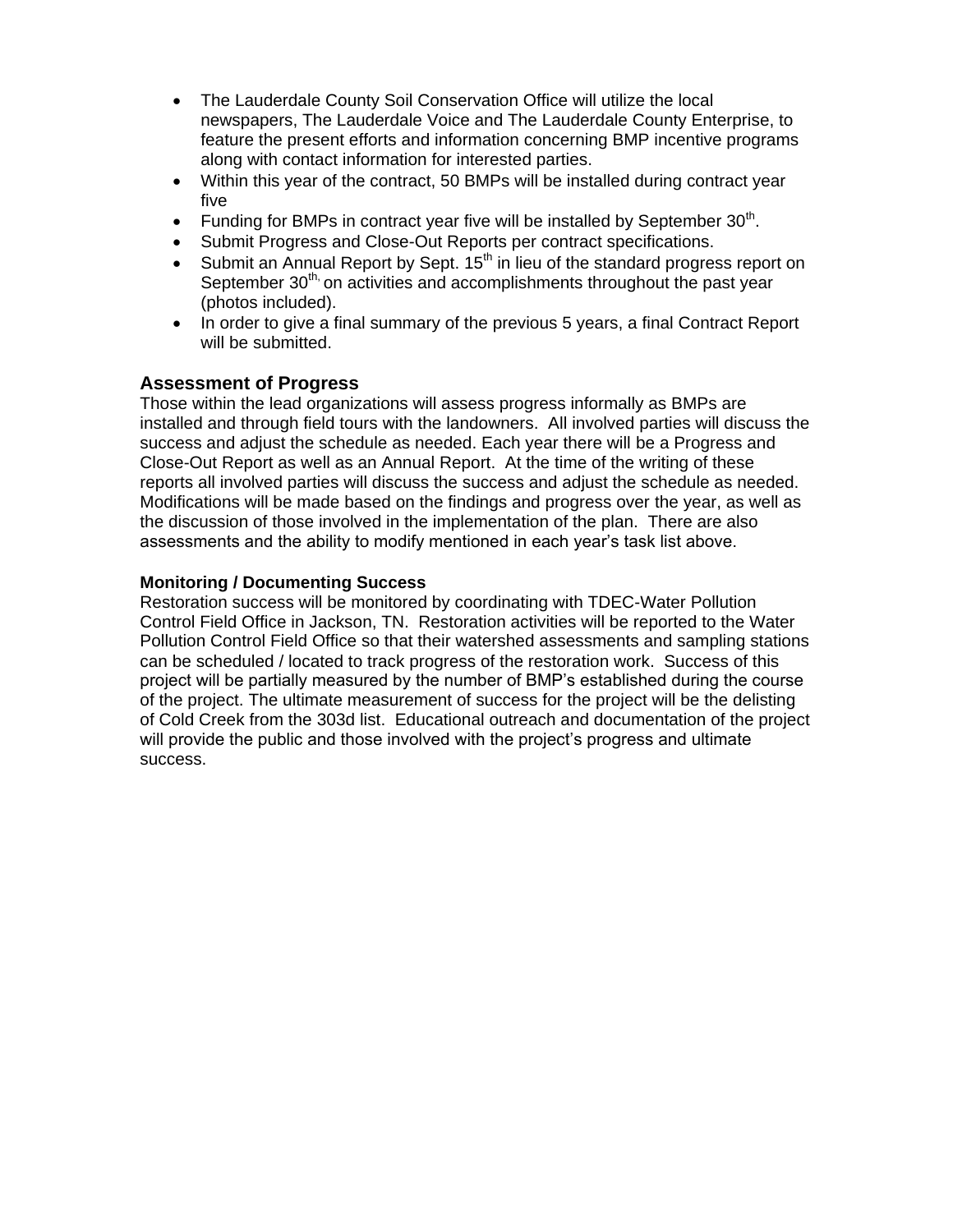- The Lauderdale County Soil Conservation Office will utilize the local newspapers, The Lauderdale Voice and The Lauderdale County Enterprise, to feature the present efforts and information concerning BMP incentive programs along with contact information for interested parties.
- Within this year of the contract, 50 BMPs will be installed during contract year five
- Funding for BMPs in contract year five will be installed by September 30th.
- Submit Progress and Close-Out Reports per contract specifications.
- Submit an Annual Report by Sept. 15th in lieu of the standard progress report on September 30th, on activities and accomplishments throughout the past year (photos included).
- In order to give a final summary of the previous 5 years, a final Contract Report will be submitted.

## Assessment of Progress

Those within the lead organizations will assess progress informally as BMPs are installed and through field tours with the landowners. All involved parties will discuss the success and adjust the schedule as needed. Each year there will be a Progress and Close-Out Report as well as an Annual Report. At the time of the writing of these reports all involved parties will discuss the success and adjust the schedule as needed. Modifications will be made based on the findings and progress over the year, as well as the discussion of those involved in the implementation of the plan. There are also assessments and the ability to modify mentioned in each year's task list above.

### Monitoring / Documenting Success

Restoration success will be monitored by coordinating with TDEC-Water Pollution Control Field Office in Jackson, TN. Restoration activities will be reported to the Water Pollution Control Field Office so that their watershed assessments and sampling stations can be scheduled / located to track progress of the restoration work. Success of this project will be partially measured by the number of BMP's established during the course of the project. The ultimate measurement of success for the project will be the delisting of Cold Creek from the 303d list. Educational outreach and documentation of the project will provide the public and those involved with the project's progress and ultimate success.